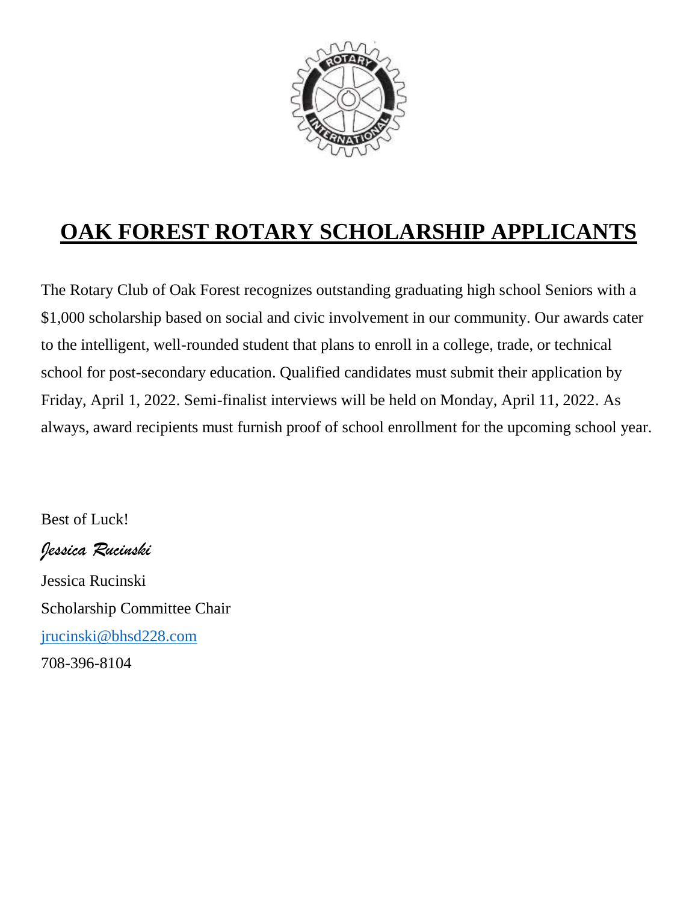# OAK FOREST ROTARY SCHOLARSHIP APPLICANTS

The Rotary Club of Oak Forest recognizes outstanding graduating high school Seniors with a $1,000 scholarship based on social and civic involvement in our community. Our awards cater to the intelligent, well-rounded student that plans to enroll in a college, trade, or technical school for post-secondary education. Qualified candidates must submit their application by Friday, April 1, 2022. Semi-finalist interviews will be held on Monday, April 11, 2022. As always, award recipients must furnish proof of school enrollment for the upcoming school year.

Best of Luck!

*Jessica Rucinski*

Jessica Rucinski

Scholarship Committee Chair

jrucinski@bhsd228.com

708-396-8104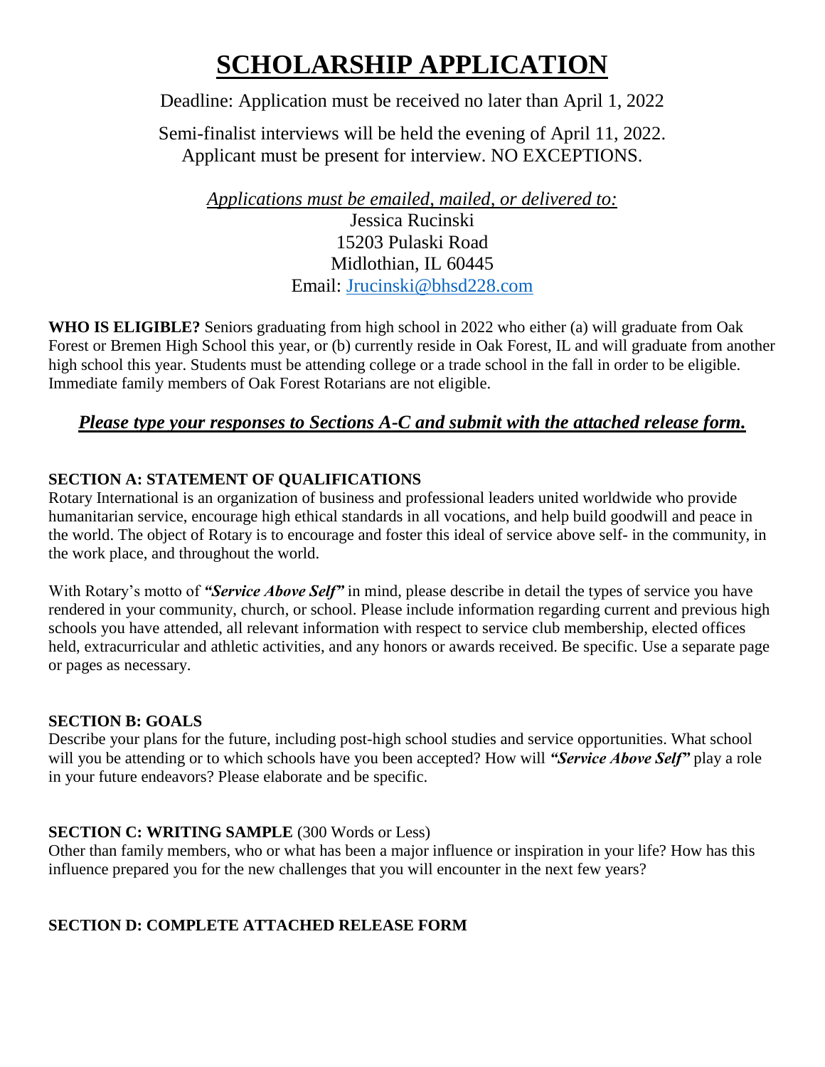# SCHOLARSHIP APPLICATION

Deadline: Application must be received no later than April 1, 2022

Semi-finalist interviews will be held the evening of April 11, 2022.
Applicant must be present for interview. NO EXCEPTIONS.

*Applications must be emailed, mailed, or delivered to:*
Jessica Rucinski
15203 Pulaski Road
Midlothian, IL 60445
Email: Jrucinski@bhsd228.com

**WHO IS ELIGIBLE?** Seniors graduating from high school in 2022 who either (a) will graduate from Oak Forest or Bremen High School this year, or (b) currently reside in Oak Forest, IL and will graduate from another high school this year. Students must be attending college or a trade school in the fall in order to be eligible. Immediate family members of Oak Forest Rotarians are not eligible.

***Please type your responses to Sections A-C and submit with the attached release form.***

**SECTION A: STATEMENT OF QUALIFICATIONS**

Rotary International is an organization of business and professional leaders united worldwide who provide humanitarian service, encourage high ethical standards in all vocations, and help build goodwill and peace in the world. The object of Rotary is to encourage and foster this ideal of service above self- in the community, in the work place, and throughout the world.

With Rotary's motto of ***"Service Above Self"*** in mind, please describe in detail the types of service you have rendered in your community, church, or school. Please include information regarding current and previous high schools you have attended, all relevant information with respect to service club membership, elected offices held, extracurricular and athletic activities, and any honors or awards received. Be specific. Use a separate page or pages as necessary.

**SECTION B: GOALS**

Describe your plans for the future, including post-high school studies and service opportunities. What school will you be attending or to which schools have you been accepted? How will ***"Service Above Self"*** play a role in your future endeavors? Please elaborate and be specific.

**SECTION C: WRITING SAMPLE** (300 Words or Less)

Other than family members, who or what has been a major influence or inspiration in your life? How has this influence prepared you for the new challenges that you will encounter in the next few years?

**SECTION D: COMPLETE ATTACHED RELEASE FORM**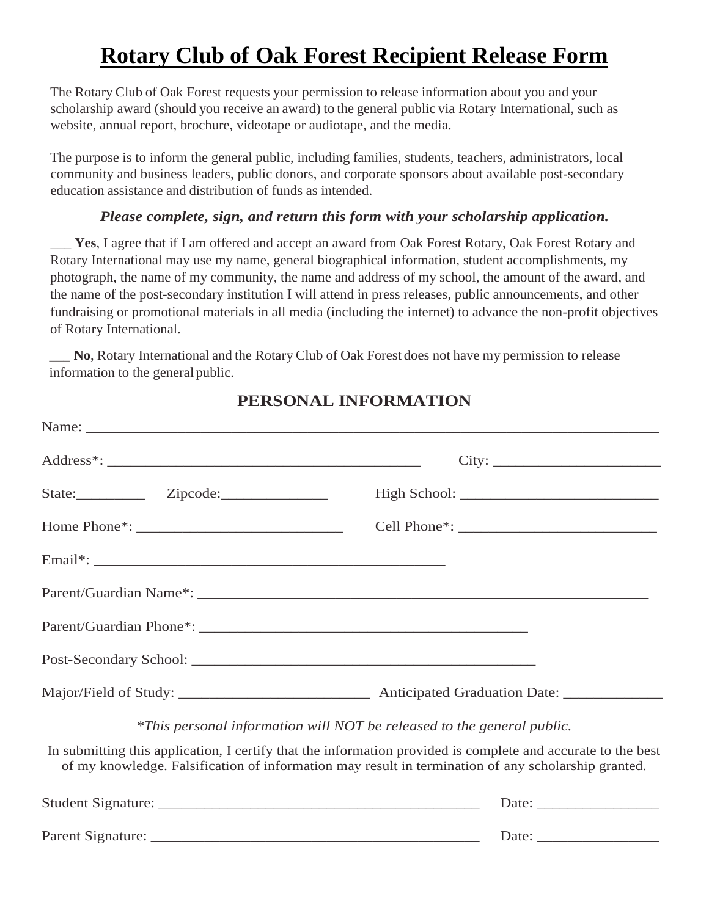# Rotary Club of Oak Forest Recipient Release Form

The Rotary Club of Oak Forest requests your permission to release information about you and your scholarship award (should you receive an award) to the general public via Rotary International, such as website, annual report, brochure, videotape or audiotape, and the media.

The purpose is to inform the general public, including families, students, teachers, administrators, local community and business leaders, public donors, and corporate sponsors about available post-secondary education assistance and distribution of funds as intended.

***Please complete, sign, and return this form with your scholarship application.***

___ **Yes**, I agree that if I am offered and accept an award from Oak Forest Rotary, Oak Forest Rotary and Rotary International may use my name, general biographical information, student accomplishments, my photograph, the name of my community, the name and address of my school, the amount of the award, and the name of the post-secondary institution I will attend in press releases, public announcements, and other fundraising or promotional materials in all media (including the internet) to advance the non-profit objectives of Rotary International.

___ **No**, Rotary International and the Rotary Club of Oak Forest does not have my permission to release information to the general public.

## PERSONAL INFORMATION

Name: ________________________________________________________________________

Address*: ________________________________________ City: ______________________

State:_________ Zipcode:______________ High School: __________________________

Home Phone*: __________________________ Cell Phone*: __________________________

Email*: ____________________________________________

Parent/Guardian Name*: ____________________________________________________________

Parent/Guardian Phone*: __________________________________________

Post-Secondary School: ____________________________________________

Major/Field of Study: ________________________ Anticipated Graduation Date: _____________

*\*This personal information will NOT be released to the general public.*

In submitting this application, I certify that the information provided is complete and accurate to the best of my knowledge. Falsification of information may result in termination of any scholarship granted.

Student Signature: __________________________________________ Date: ________________

Parent Signature: ___________________________________________ Date: ________________